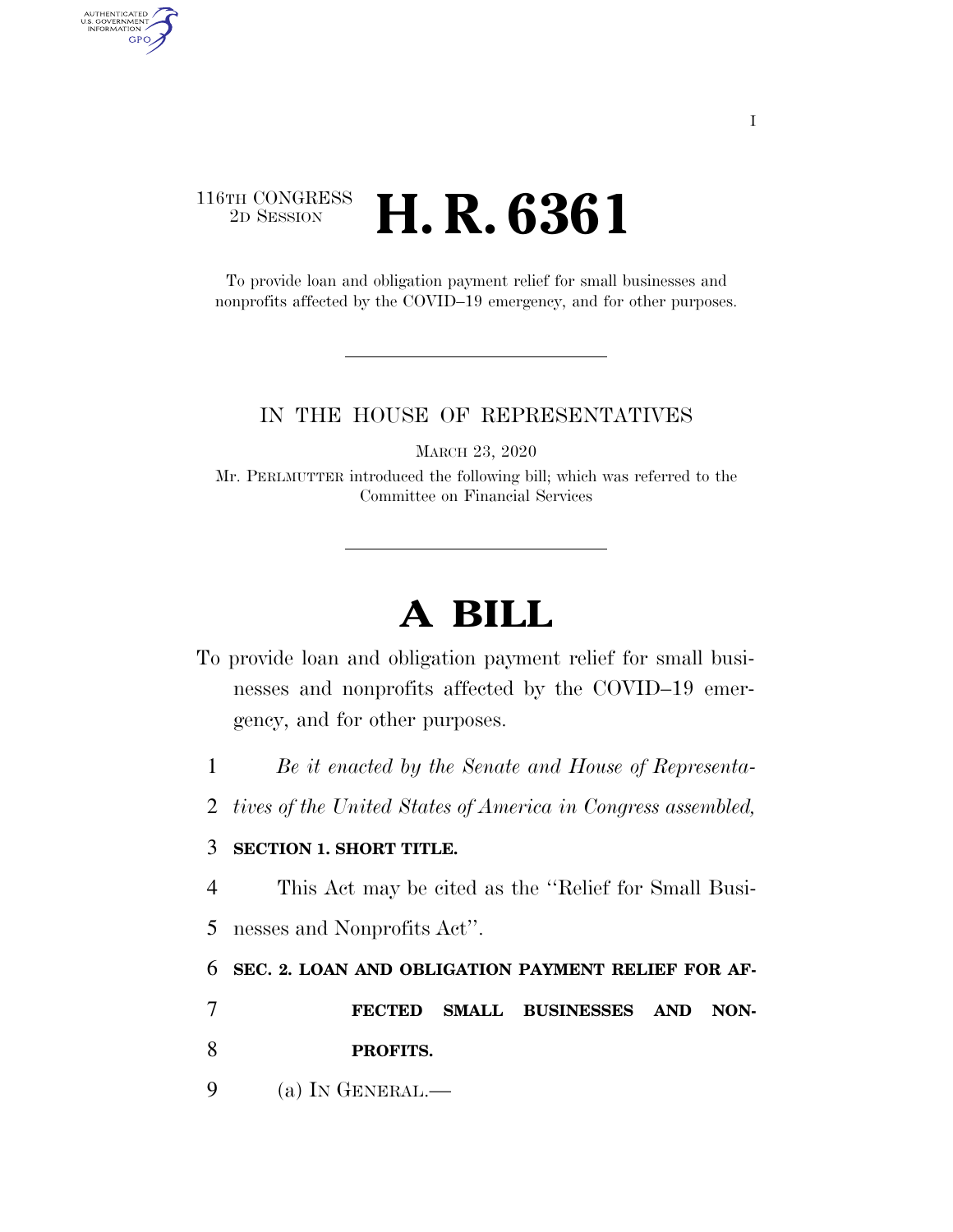116TH CONGRESS
2D SESSION

# H. R. 6361

To provide loan and obligation payment relief for small businesses and nonprofits affected by the COVID–19 emergency, and for other purposes.

IN THE HOUSE OF REPRESENTATIVES

MARCH 23, 2020

Mr. PERLMUTTER introduced the following bill; which was referred to the Committee on Financial Services

# A BILL

To provide loan and obligation payment relief for small businesses and nonprofits affected by the COVID–19 emergency, and for other purposes.

*Be it enacted by the Senate and House of Representatives of the United States of America in Congress assembled,*

**SECTION 1. SHORT TITLE.**

This Act may be cited as the "Relief for Small Businesses and Nonprofits Act".

**SEC. 2. LOAN AND OBLIGATION PAYMENT RELIEF FOR AFFECTED SMALL BUSINESSES AND NONPROFITS.**

(a) IN GENERAL.—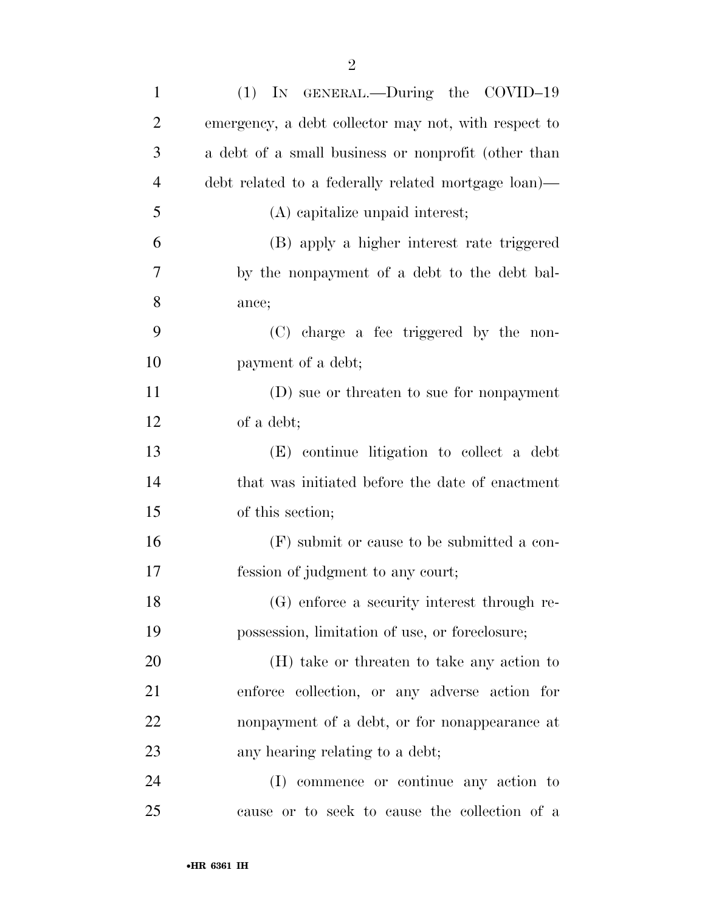(1) IN GENERAL.—During the COVID–19 emergency, a debt collector may not, with respect to a debt of a small business or nonprofit (other than debt related to a federally related mortgage loan)—

(A) capitalize unpaid interest;

(B) apply a higher interest rate triggered by the nonpayment of a debt to the debt balance;

(C) charge a fee triggered by the nonpayment of a debt;

(D) sue or threaten to sue for nonpayment of a debt;

(E) continue litigation to collect a debt that was initiated before the date of enactment of this section;

(F) submit or cause to be submitted a confession of judgment to any court;

(G) enforce a security interest through repossession, limitation of use, or foreclosure;

(H) take or threaten to take any action to enforce collection, or any adverse action for nonpayment of a debt, or for nonappearance at any hearing relating to a debt;

(I) commence or continue any action to cause or to seek to cause the collection of a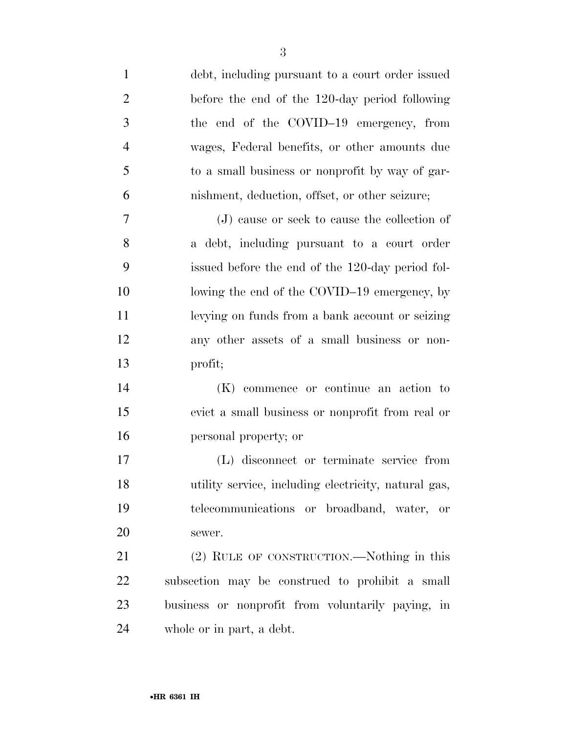debt, including pursuant to a court order issued before the end of the 120-day period following the end of the COVID–19 emergency, from wages, Federal benefits, or other amounts due to a small business or nonprofit by way of garnishment, deduction, offset, or other seizure;

(J) cause or seek to cause the collection of a debt, including pursuant to a court order issued before the end of the 120-day period following the end of the COVID–19 emergency, by levying on funds from a bank account or seizing any other assets of a small business or nonprofit;

(K) commence or continue an action to evict a small business or nonprofit from real or personal property; or

(L) disconnect or terminate service from utility service, including electricity, natural gas, telecommunications or broadband, water, or sewer.

(2) RULE OF CONSTRUCTION.—Nothing in this subsection may be construed to prohibit a small business or nonprofit from voluntarily paying, in whole or in part, a debt.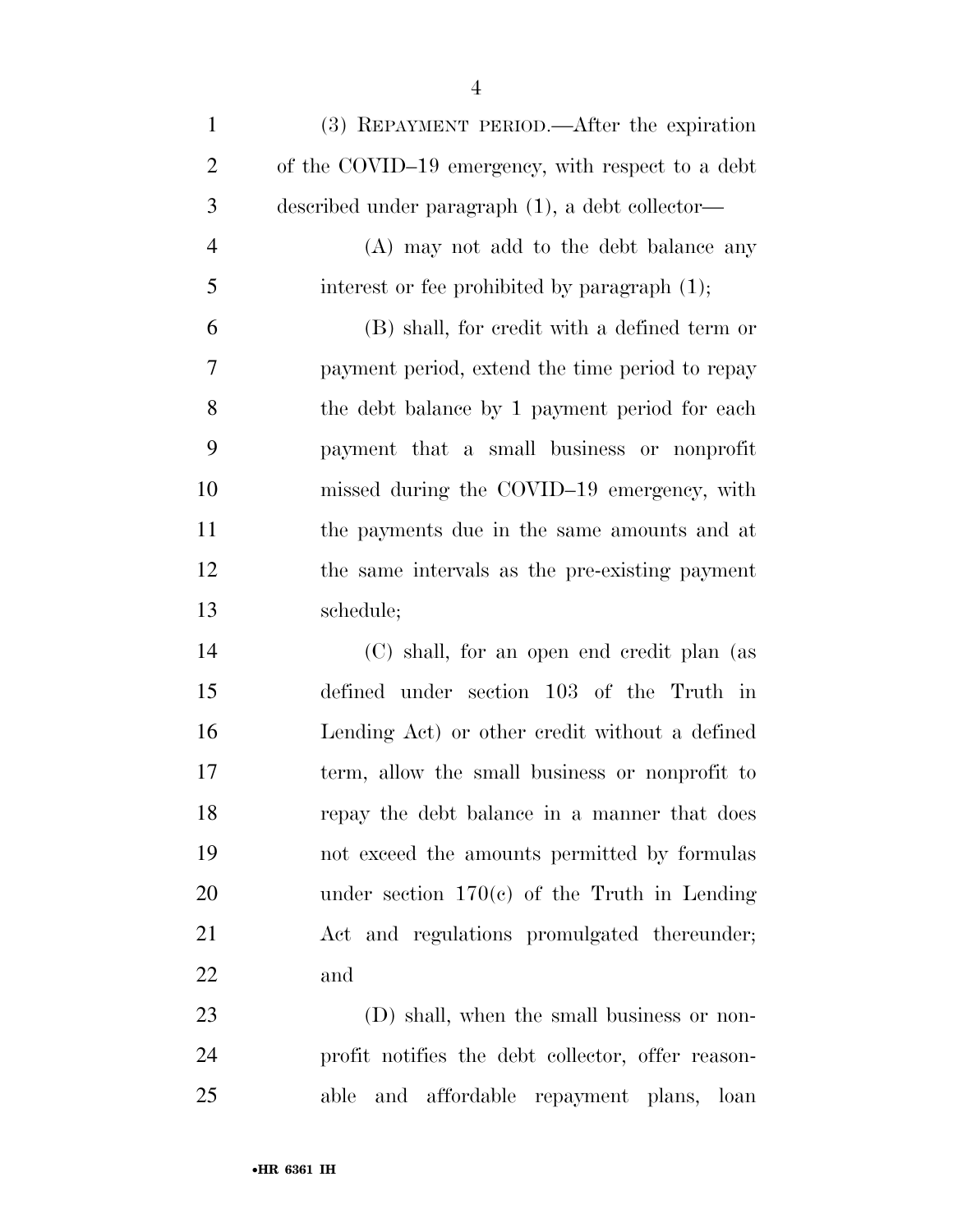(3) REPAYMENT PERIOD.—After the expiration of the COVID–19 emergency, with respect to a debt described under paragraph (1), a debt collector—

(A) may not add to the debt balance any interest or fee prohibited by paragraph (1);

(B) shall, for credit with a defined term or payment period, extend the time period to repay the debt balance by 1 payment period for each payment that a small business or nonprofit missed during the COVID–19 emergency, with the payments due in the same amounts and at the same intervals as the pre-existing payment schedule;

(C) shall, for an open end credit plan (as defined under section 103 of the Truth in Lending Act) or other credit without a defined term, allow the small business or nonprofit to repay the debt balance in a manner that does not exceed the amounts permitted by formulas under section 170(c) of the Truth in Lending Act and regulations promulgated thereunder; and

(D) shall, when the small business or nonprofit notifies the debt collector, offer reasonable and affordable repayment plans, loan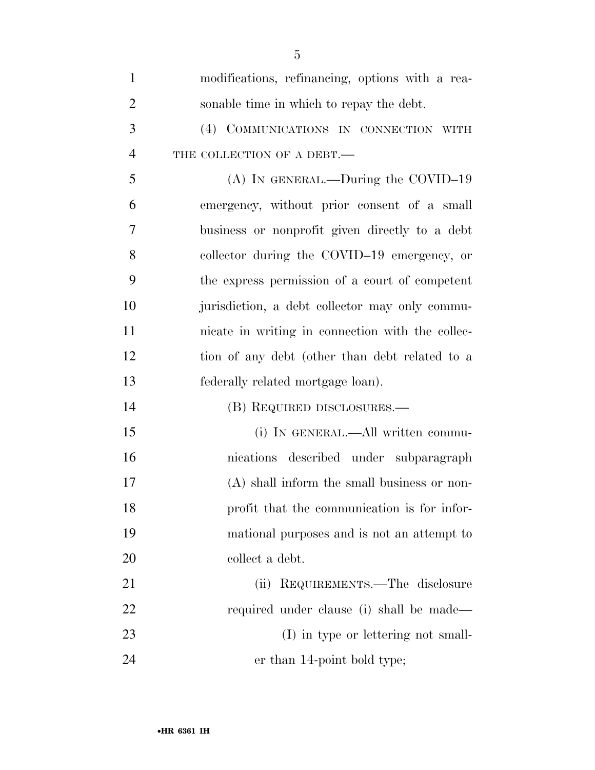modifications, refinancing, options with a reasonable time in which to repay the debt.

(4) COMMUNICATIONS IN CONNECTION WITH THE COLLECTION OF A DEBT.—

(A) IN GENERAL.—During the COVID–19 emergency, without prior consent of a small business or nonprofit given directly to a debt collector during the COVID–19 emergency, or the express permission of a court of competent jurisdiction, a debt collector may only communicate in writing in connection with the collection of any debt (other than debt related to a federally related mortgage loan).

(B) REQUIRED DISCLOSURES.—

(i) IN GENERAL.—All written communications described under subparagraph (A) shall inform the small business or nonprofit that the communication is for informational purposes and is not an attempt to collect a debt.

(ii) REQUIREMENTS.—The disclosure required under clause (i) shall be made—

(I) in type or lettering not smaller than 14-point bold type;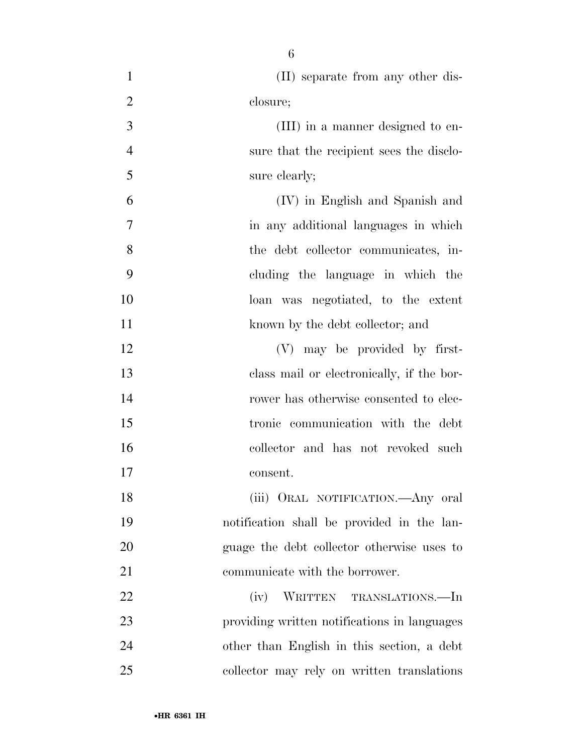(II) separate from any other disclosure;

(III) in a manner designed to ensure that the recipient sees the disclosure clearly;

(IV) in English and Spanish and in any additional languages in which the debt collector communicates, including the language in which the loan was negotiated, to the extent known by the debt collector; and

(V) may be provided by first-class mail or electronically, if the borrower has otherwise consented to electronic communication with the debt collector and has not revoked such consent.

(iii) ORAL NOTIFICATION.—Any oral notification shall be provided in the language the debt collector otherwise uses to communicate with the borrower.

(iv) WRITTEN TRANSLATIONS.—In providing written notifications in languages other than English in this section, a debt collector may rely on written translations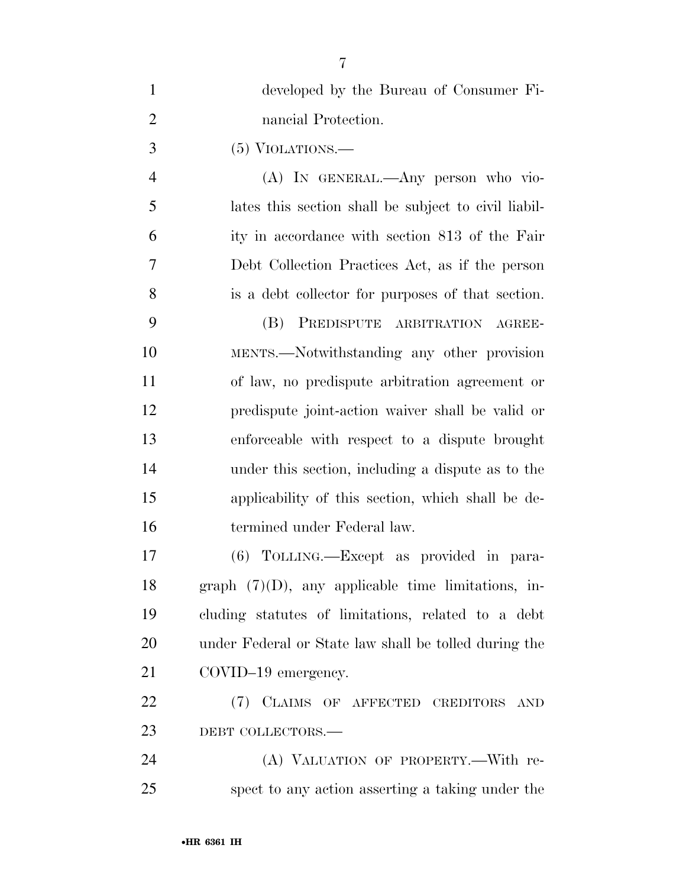developed by the Bureau of Consumer Financial Protection.

(5) VIOLATIONS.—

(A) IN GENERAL.—Any person who violates this section shall be subject to civil liability in accordance with section 813 of the Fair Debt Collection Practices Act, as if the person is a debt collector for purposes of that section.

(B) PREDISPUTE ARBITRATION AGREEMENTS.—Notwithstanding any other provision of law, no predispute arbitration agreement or predispute joint-action waiver shall be valid or enforceable with respect to a dispute brought under this section, including a dispute as to the applicability of this section, which shall be determined under Federal law.

(6) TOLLING.—Except as provided in paragraph (7)(D), any applicable time limitations, including statutes of limitations, related to a debt under Federal or State law shall be tolled during the COVID–19 emergency.

(7) CLAIMS OF AFFECTED CREDITORS AND DEBT COLLECTORS.—

(A) VALUATION OF PROPERTY.—With respect to any action asserting a taking under the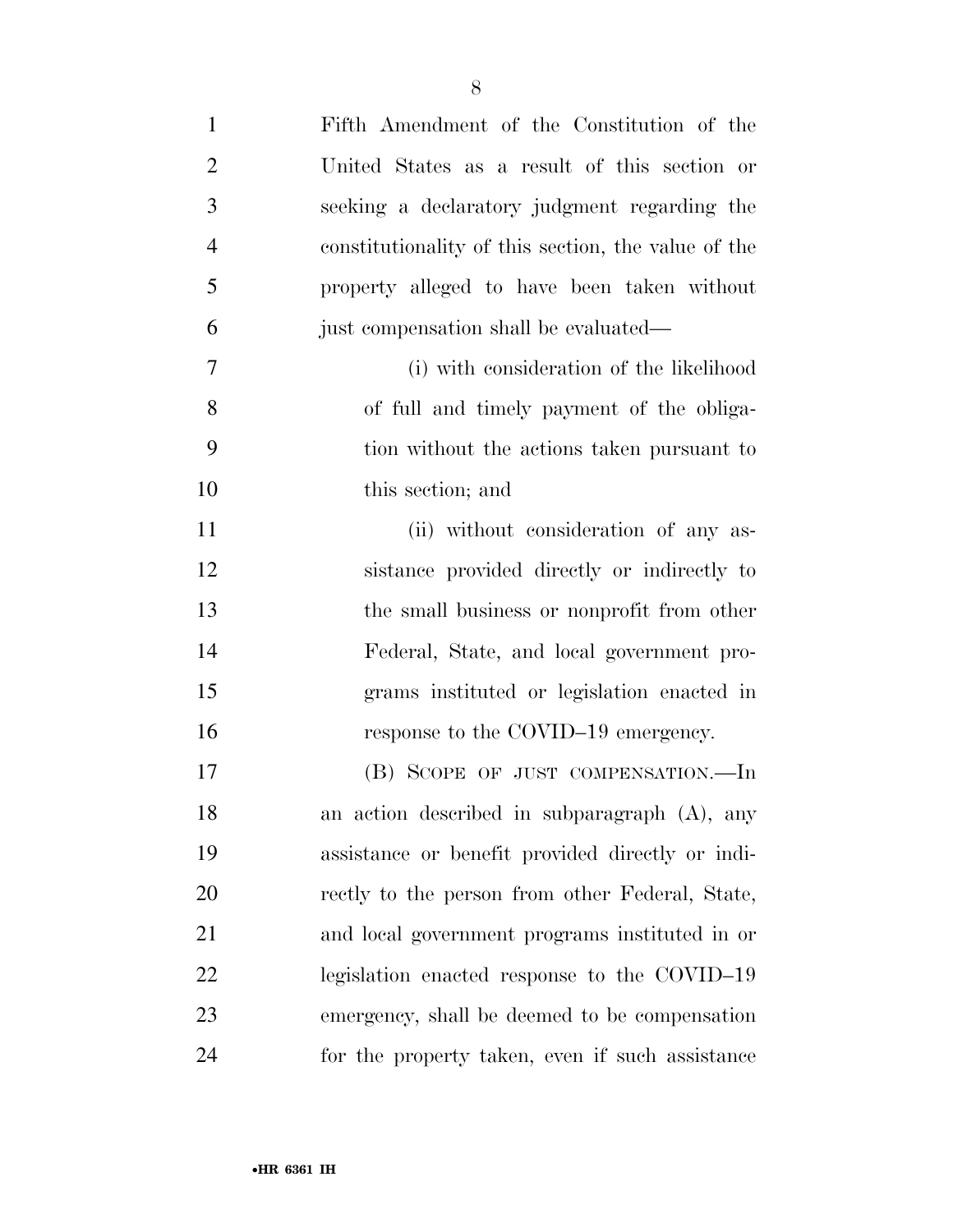Fifth Amendment of the Constitution of the United States as a result of this section or seeking a declaratory judgment regarding the constitutionality of this section, the value of the property alleged to have been taken without just compensation shall be evaluated—

(i) with consideration of the likelihood of full and timely payment of the obligation without the actions taken pursuant to this section; and

(ii) without consideration of any assistance provided directly or indirectly to the small business or nonprofit from other Federal, State, and local government programs instituted or legislation enacted in response to the COVID–19 emergency.

(B) SCOPE OF JUST COMPENSATION.—In an action described in subparagraph (A), any assistance or benefit provided directly or indirectly to the person from other Federal, State, and local government programs instituted in or legislation enacted response to the COVID–19 emergency, shall be deemed to be compensation for the property taken, even if such assistance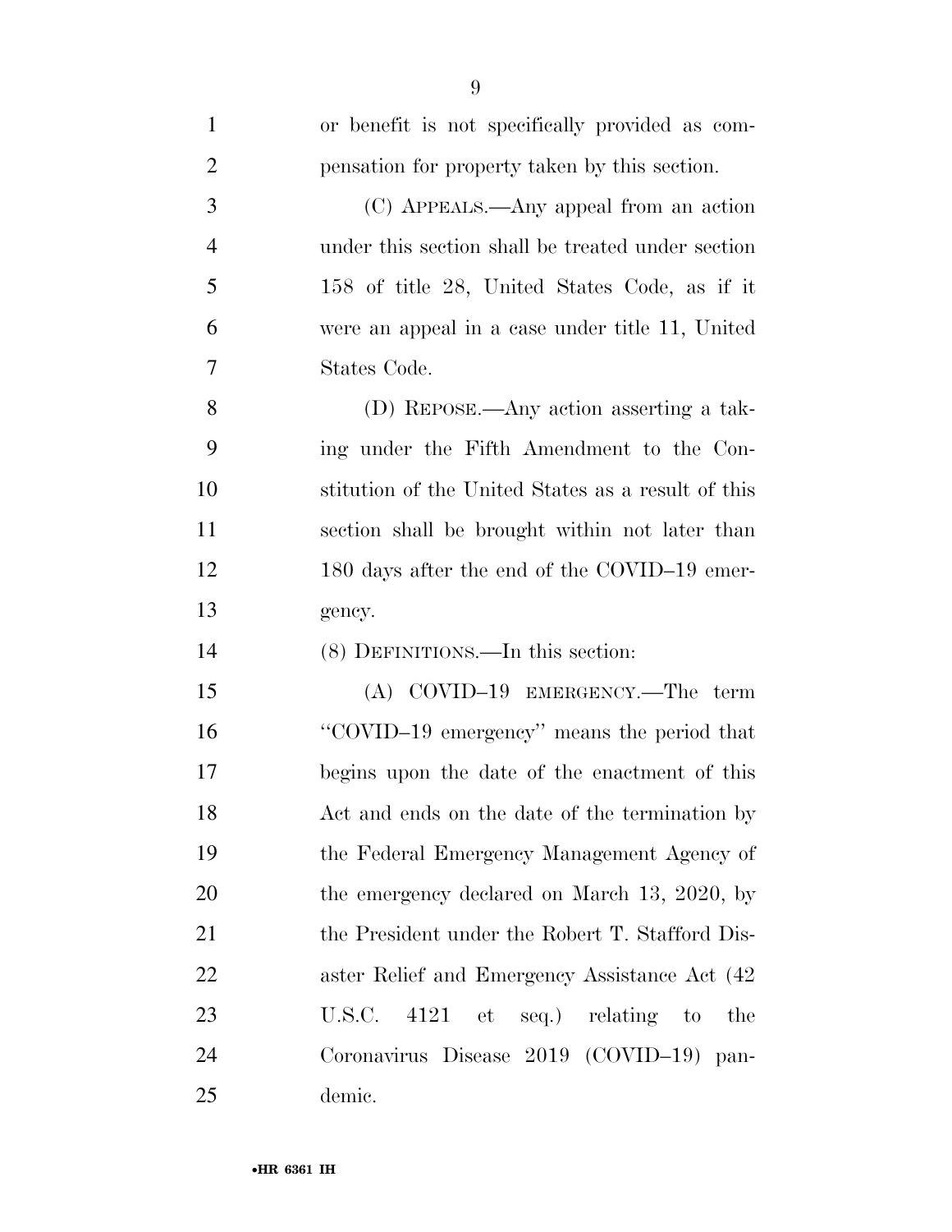or benefit is not specifically provided as compensation for property taken by this section.

(C) APPEALS.—Any appeal from an action under this section shall be treated under section 158 of title 28, United States Code, as if it were an appeal in a case under title 11, United States Code.

(D) REPOSE.—Any action asserting a taking under the Fifth Amendment to the Constitution of the United States as a result of this section shall be brought within not later than 180 days after the end of the COVID–19 emergency.

(8) DEFINITIONS.—In this section:

(A) COVID–19 EMERGENCY.—The term "COVID–19 emergency" means the period that begins upon the date of the enactment of this Act and ends on the date of the termination by the Federal Emergency Management Agency of the emergency declared on March 13, 2020, by the President under the Robert T. Stafford Disaster Relief and Emergency Assistance Act (42 U.S.C. 4121 et seq.) relating to the Coronavirus Disease 2019 (COVID–19) pandemic.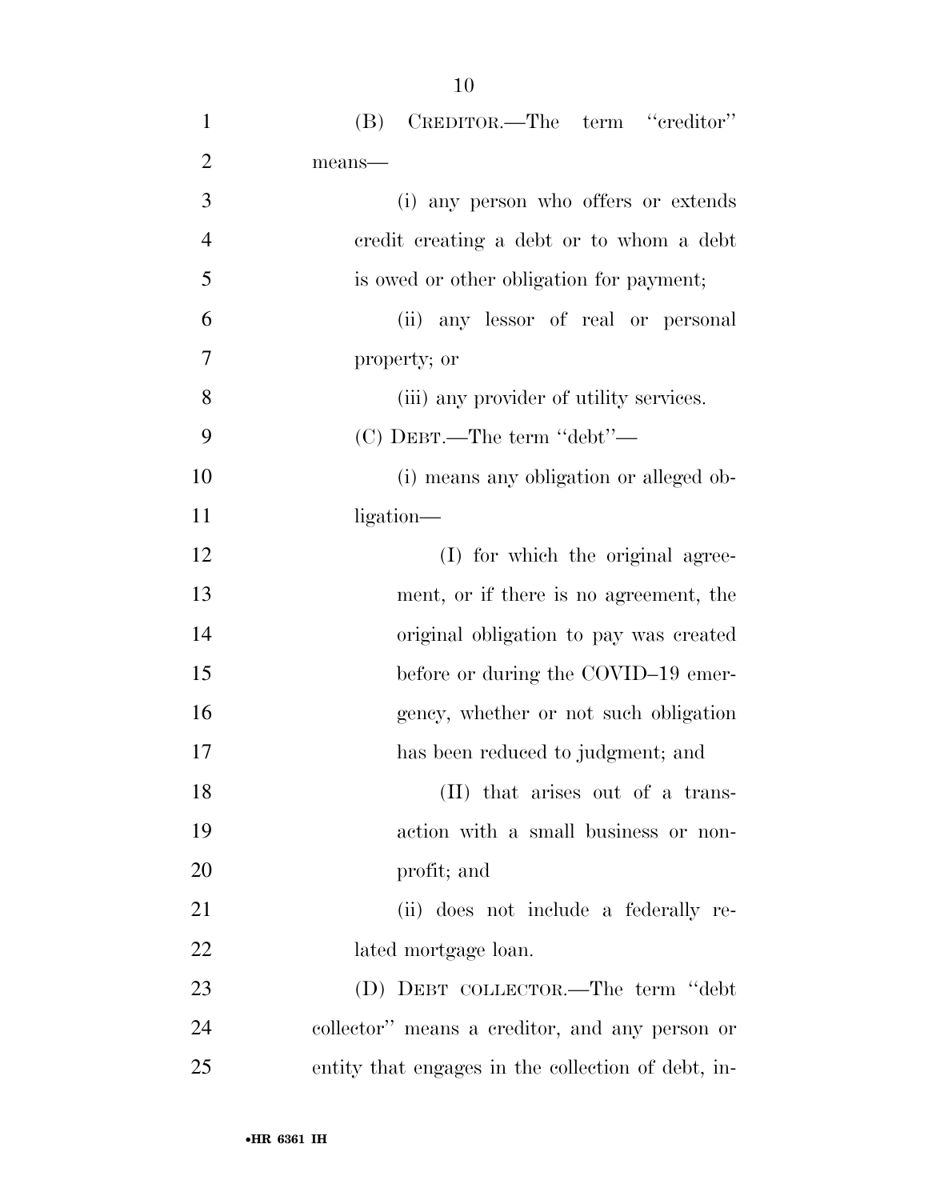(B) CREDITOR.—The term "creditor" means—

(i) any person who offers or extends credit creating a debt or to whom a debt is owed or other obligation for payment;

(ii) any lessor of real or personal property; or

(iii) any provider of utility services.

(C) DEBT.—The term "debt"—

(i) means any obligation or alleged obligation—

(I) for which the original agreement, or if there is no agreement, the original obligation to pay was created before or during the COVID–19 emergency, whether or not such obligation has been reduced to judgment; and

(II) that arises out of a transaction with a small business or nonprofit; and

(ii) does not include a federally related mortgage loan.

(D) DEBT COLLECTOR.—The term "debt collector" means a creditor, and any person or entity that engages in the collection of debt, in-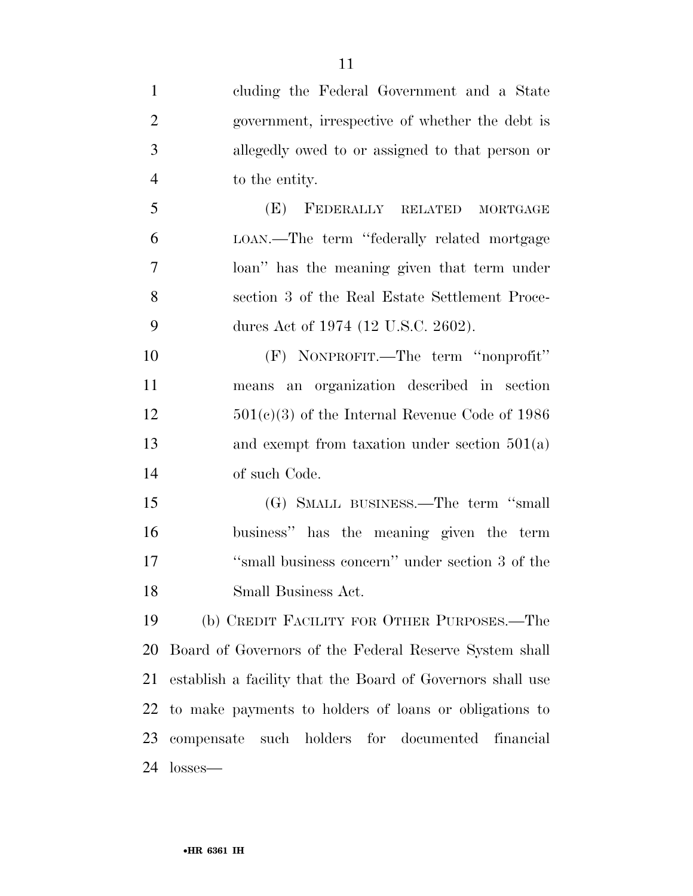cluding the Federal Government and a State government, irrespective of whether the debt is allegedly owed to or assigned to that person or to the entity.

(E) FEDERALLY RELATED MORTGAGE LOAN.—The term ''federally related mortgage loan'' has the meaning given that term under section 3 of the Real Estate Settlement Procedures Act of 1974 (12 U.S.C. 2602).

(F) NONPROFIT.—The term ''nonprofit'' means an organization described in section 501(c)(3) of the Internal Revenue Code of 1986 and exempt from taxation under section 501(a) of such Code.

(G) SMALL BUSINESS.—The term ''small business'' has the meaning given the term ''small business concern'' under section 3 of the Small Business Act.

(b) CREDIT FACILITY FOR OTHER PURPOSES.—The Board of Governors of the Federal Reserve System shall establish a facility that the Board of Governors shall use to make payments to holders of loans or obligations to compensate such holders for documented financial losses—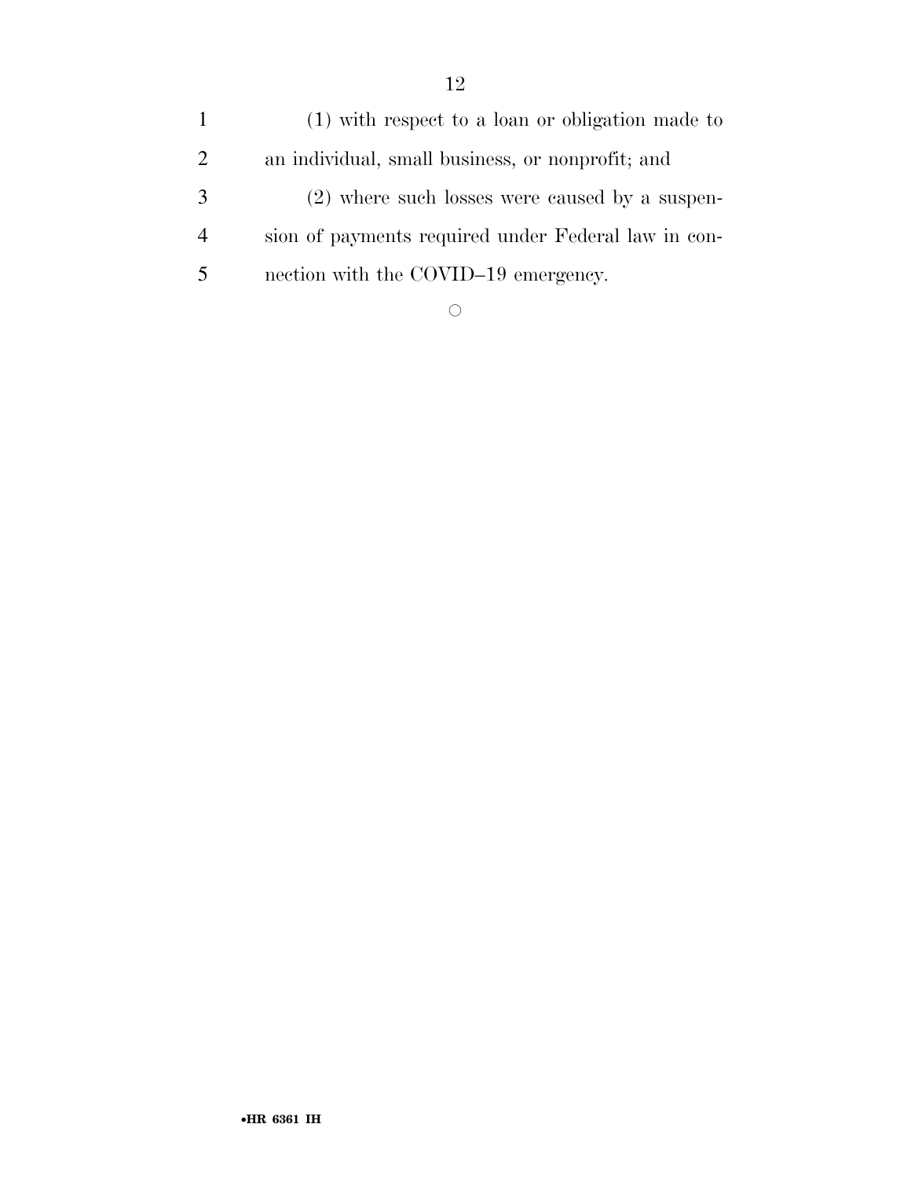(1) with respect to a loan or obligation made to an individual, small business, or nonprofit; and

(2) where such losses were caused by a suspension of payments required under Federal law in connection with the COVID–19 emergency.